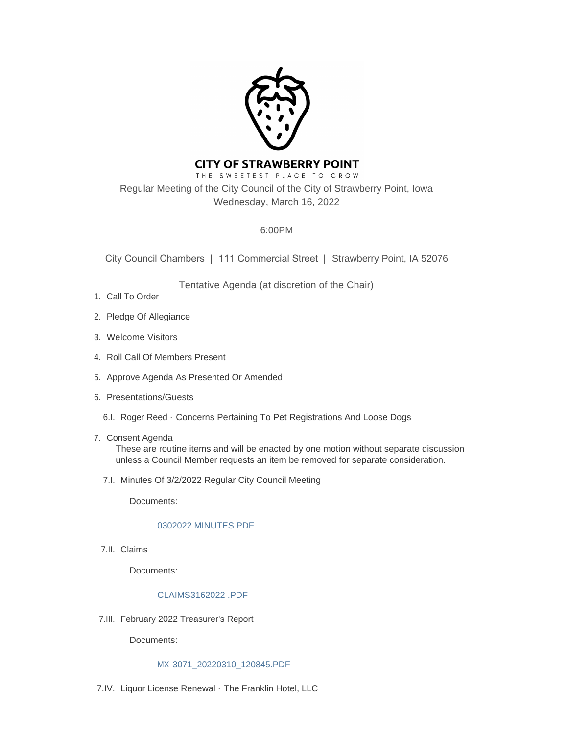# CITY OF STRAWBERRY POINT

THE SWEETEST PLACE TO GROW

Regular Meeting of the City Council of the City of Strawberry Point, Iowa
Wednesday, March 16, 2022

6:00PM

City Council Chambers | 111 Commercial Street | Strawberry Point, IA 52076

Tentative Agenda (at discretion of the Chair)

1. Call To Order
2. Pledge Of Allegiance
3. Welcome Visitors
4. Roll Call Of Members Present
5. Approve Agenda As Presented Or Amended
6. Presentations/Guests

   6.I. Roger Reed - Concerns Pertaining To Pet Registrations And Loose Dogs

7. Consent Agenda

   These are routine items and will be enacted by one motion without separate discussion unless a Council Member requests an item be removed for separate consideration.

   7.I. Minutes Of 3/2/2022 Regular City Council Meeting

   Documents:

   0302022 MINUTES.PDF

   7.II. Claims

   Documents:

   CLAIMS3162022 .PDF

   7.III. February 2022 Treasurer's Report

   Documents:

   MX-3071_20220310_120845.PDF

   7.IV. Liquor License Renewal - The Franklin Hotel, LLC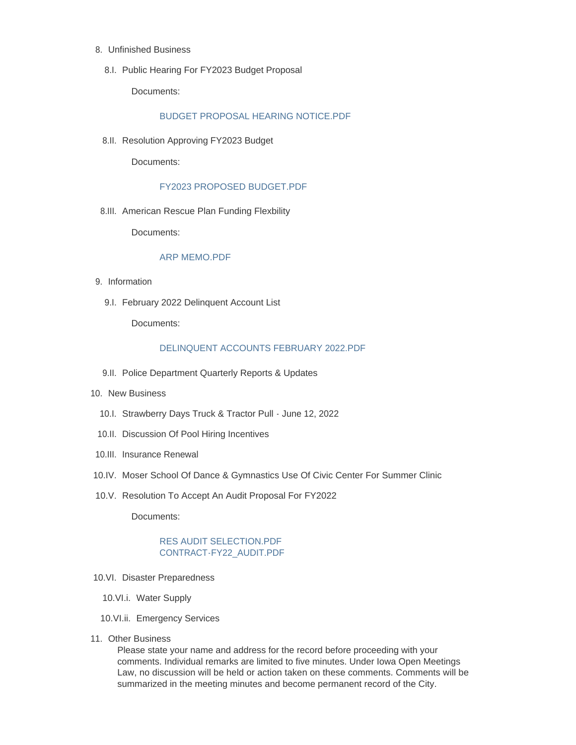8. Unfinished Business

   8.I. Public Hearing For FY2023 Budget Proposal

   Documents:

   BUDGET PROPOSAL HEARING NOTICE.PDF

   8.II. Resolution Approving FY2023 Budget

   Documents:

   FY2023 PROPOSED BUDGET.PDF

   8.III. American Rescue Plan Funding Flexbility

   Documents:

   ARP MEMO.PDF

9. Information

   9.I. February 2022 Delinquent Account List

   Documents:

   DELINQUENT ACCOUNTS FEBRUARY 2022.PDF

   9.II. Police Department Quarterly Reports & Updates

10. New Business

    10.I. Strawberry Days Truck & Tractor Pull - June 12, 2022

    10.II. Discussion Of Pool Hiring Incentives

    10.III. Insurance Renewal

    10.IV. Moser School Of Dance & Gymnastics Use Of Civic Center For Summer Clinic

    10.V. Resolution To Accept An Audit Proposal For FY2022

    Documents:

    RES AUDIT SELECTION.PDF
    CONTRACT-FY22_AUDIT.PDF

    10.VI. Disaster Preparedness

    10.VI.i. Water Supply

    10.VI.ii. Emergency Services

11. Other Business

    Please state your name and address for the record before proceeding with your comments. Individual remarks are limited to five minutes. Under Iowa Open Meetings Law, no discussion will be held or action taken on these comments. Comments will be summarized in the meeting minutes and become permanent record of the City.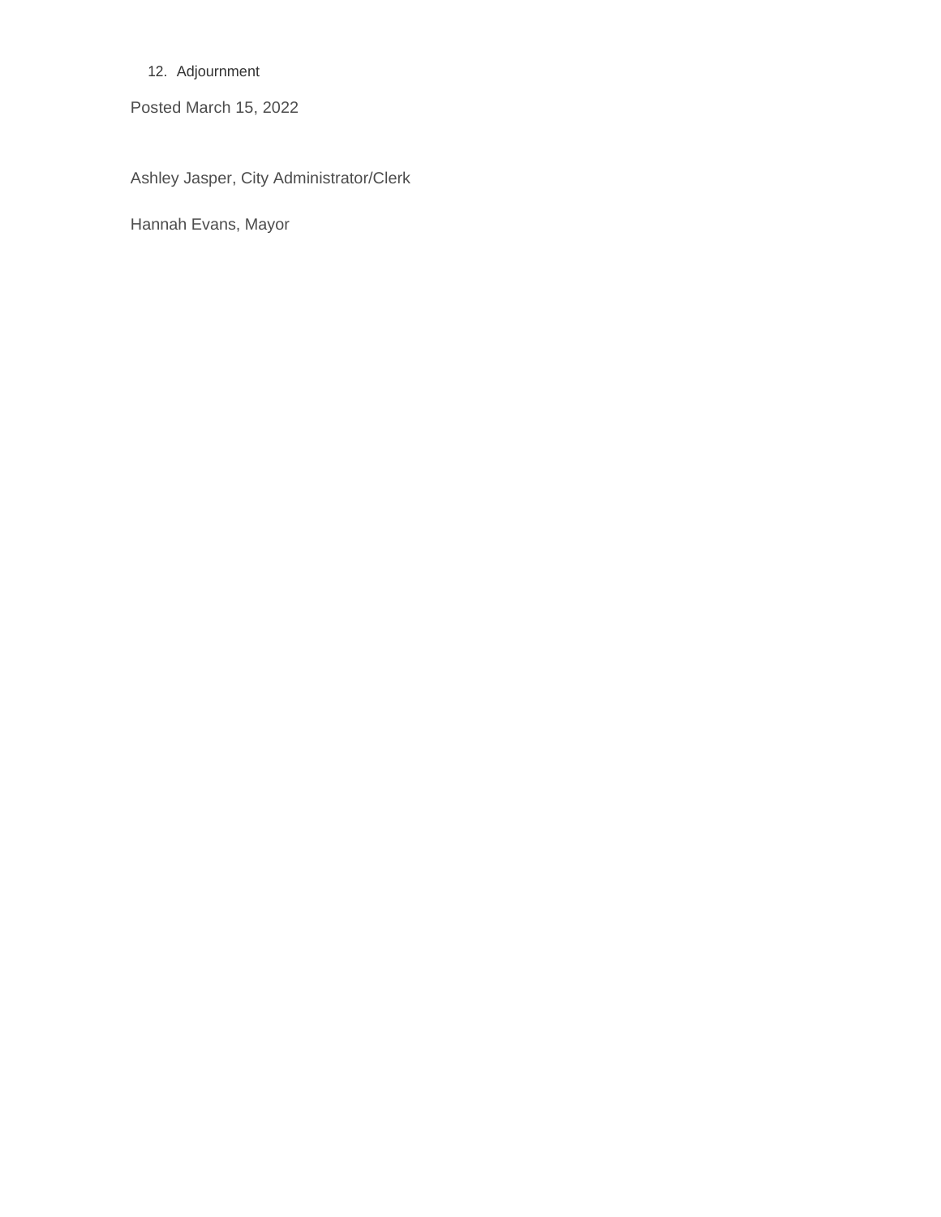12. Adjournment

Posted March 15, 2022

Ashley Jasper, City Administrator/Clerk

Hannah Evans, Mayor